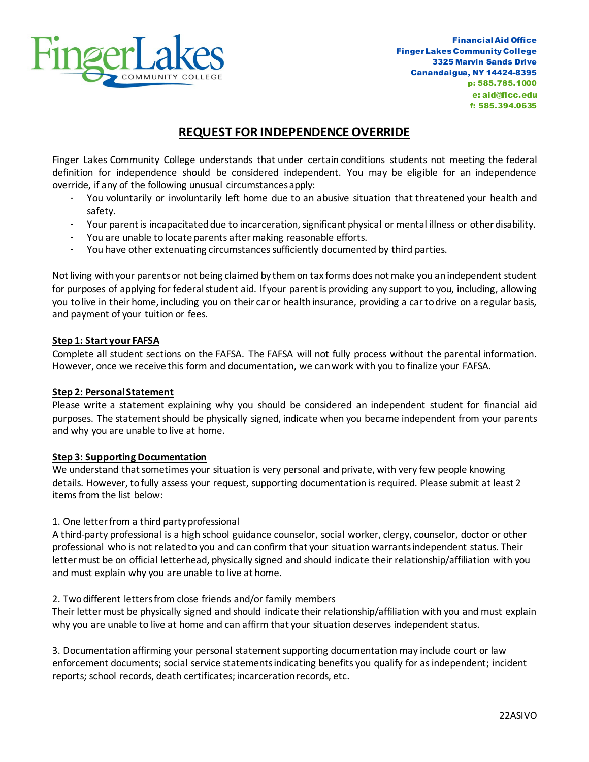FingerLakes COMMUNITY COLLEGE

**Financial Aid Office**
**Finger Lakes Community College**
**3325 Marvin Sands Drive**
**Canandaigua, NY 14424-8395**
**p: 585.785.1000**
**e: aid@flcc.edu**
**f: 585.394.0635**

# REQUEST FOR INDEPENDENCE OVERRIDE

Finger Lakes Community College understands that under certain conditions students not meeting the federal definition for independence should be considered independent. You may be eligible for an independence override, if any of the following unusual circumstances apply:

- You voluntarily or involuntarily left home due to an abusive situation that threatened your health and safety.
- Your parent is incapacitated due to incarceration, significant physical or mental illness or other disability.
- You are unable to locate parents after making reasonable efforts.
- You have other extenuating circumstances sufficiently documented by third parties.

Not living with your parents or not being claimed by them on tax forms does not make you an independent student for purposes of applying for federal student aid. If your parent is providing any support to you, including, allowing you to live in their home, including you on their car or health insurance, providing a car to drive on a regular basis, and payment of your tuition or fees.

**Step 1: Start your FAFSA**

Complete all student sections on the FAFSA. The FAFSA will not fully process without the parental information. However, once we receive this form and documentation, we can work with you to finalize your FAFSA.

**Step 2: Personal Statement**

Please write a statement explaining why you should be considered an independent student for financial aid purposes. The statement should be physically signed, indicate when you became independent from your parents and why you are unable to live at home.

**Step 3: Supporting Documentation**

We understand that sometimes your situation is very personal and private, with very few people knowing details. However, to fully assess your request, supporting documentation is required. Please submit at least 2 items from the list below:

1. One letter from a third party professional
A third-party professional is a high school guidance counselor, social worker, clergy, counselor, doctor or other professional who is not related to you and can confirm that your situation warrants independent status. Their letter must be on official letterhead, physically signed and should indicate their relationship/affiliation with you and must explain why you are unable to live at home.

2. Two different letters from close friends and/or family members
Their letter must be physically signed and should indicate their relationship/affiliation with you and must explain why you are unable to live at home and can affirm that your situation deserves independent status.

3. Documentation affirming your personal statement supporting documentation may include court or law enforcement documents; social service statements indicating benefits you qualify for as independent; incident reports; school records, death certificates; incarceration records, etc.

22ASIVO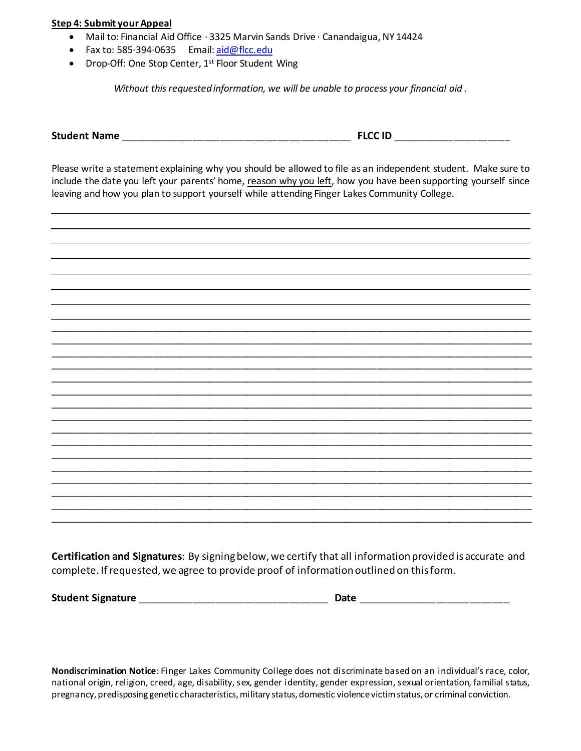**Step 4: Submit your Appeal**

- Mail to: Financial Aid Office · 3325 Marvin Sands Drive · Canandaigua, NY 14424
- Fax to: 585·394·0635 Email: aid@flcc.edu
- Drop-Off: One Stop Center, 1st Floor Student Wing

*Without this requested information, we will be unable to process your financial aid .*

**Student Name** ________________________________________ **FLCC ID** ____________________

Please write a statement explaining why you should be allowed to file as an independent student. Make sure to include the date you left your parents' home, reason why you left, how you have been supporting yourself since leaving and how you plan to support yourself while attending Finger Lakes Community College.

______________________________________________________________________________________

______________________________________________________________________________________

______________________________________________________________________________________

______________________________________________________________________________________

______________________________________________________________________________________

______________________________________________________________________________________

______________________________________________________________________________________

______________________________________________________________________________________

______________________________________________________________________________________

______________________________________________________________________________________

______________________________________________________________________________________

______________________________________________________________________________________

______________________________________________________________________________________

______________________________________________________________________________________

______________________________________________________________________________________

______________________________________________________________________________________

______________________________________________________________________________________

______________________________________________________________________________________

______________________________________________________________________________________

______________________________________________________________________________________

______________________________________________________________________________________

______________________________________________________________________________________

______________________________________________________________________________________

______________________________________________________________________________________

______________________________________________________________________________________

**Certification and Signatures**: By signing below, we certify that all information provided is accurate and complete. If requested, we agree to provide proof of information outlined on this form.

**Student Signature** _________________________________ **Date** __________________________

**Nondiscrimination Notice**: Finger Lakes Community College does not discriminate based on an individual's race, color, national origin, religion, creed, age, disability, sex, gender identity, gender expression, sexual orientation, familial status, pregnancy, predisposing genetic characteristics, military status, domestic violence victim status, or criminal conviction.